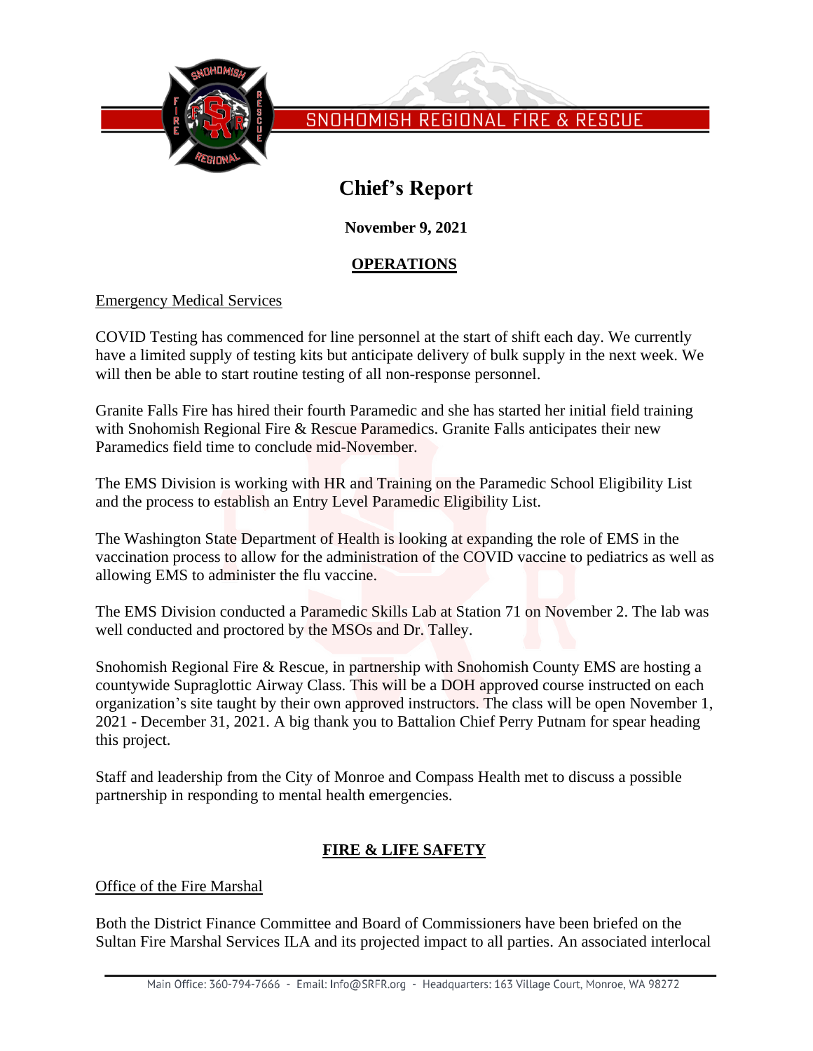SNOHOMISH REGIONAL FIRE & RESCUE

# Chief's Report

**November 9, 2021**

## OPERATIONS

### Emergency Medical Services

COVID Testing has commenced for line personnel at the start of shift each day. We currently have a limited supply of testing kits but anticipate delivery of bulk supply in the next week. We will then be able to start routine testing of all non-response personnel.

Granite Falls Fire has hired their fourth Paramedic and she has started her initial field training with Snohomish Regional Fire & Rescue Paramedics. Granite Falls anticipates their new Paramedics field time to conclude mid-November.

The EMS Division is working with HR and Training on the Paramedic School Eligibility List and the process to establish an Entry Level Paramedic Eligibility List.

The Washington State Department of Health is looking at expanding the role of EMS in the vaccination process to allow for the administration of the COVID vaccine to pediatrics as well as allowing EMS to administer the flu vaccine.

The EMS Division conducted a Paramedic Skills Lab at Station 71 on November 2. The lab was well conducted and proctored by the MSOs and Dr. Talley.

Snohomish Regional Fire & Rescue, in partnership with Snohomish County EMS are hosting a countywide Supraglottic Airway Class. This will be a DOH approved course instructed on each organization's site taught by their own approved instructors. The class will be open November 1, 2021 - December 31, 2021. A big thank you to Battalion Chief Perry Putnam for spear heading this project.

Staff and leadership from the City of Monroe and Compass Health met to discuss a possible partnership in responding to mental health emergencies.

## FIRE & LIFE SAFETY

### Office of the Fire Marshal

Both the District Finance Committee and Board of Commissioners have been briefed on the Sultan Fire Marshal Services ILA and its projected impact to all parties. An associated interlocal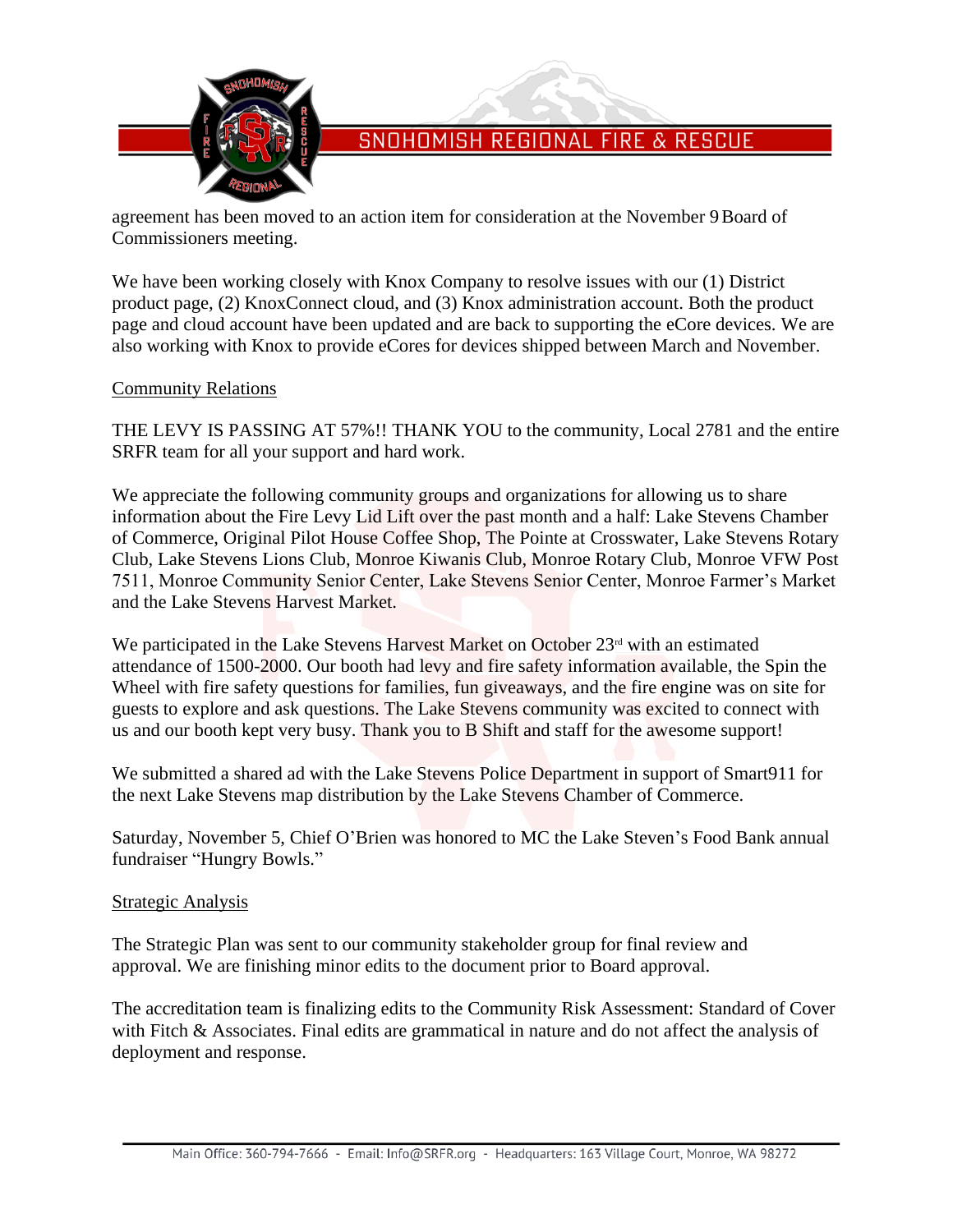agreement has been moved to an action item for consideration at the November 9 Board of Commissioners meeting.

We have been working closely with Knox Company to resolve issues with our (1) District product page, (2) KnoxConnect cloud, and (3) Knox administration account. Both the product page and cloud account have been updated and are back to supporting the eCore devices. We are also working with Knox to provide eCores for devices shipped between March and November.

Community Relations

THE LEVY IS PASSING AT 57%!! THANK YOU to the community, Local 2781 and the entire SRFR team for all your support and hard work.

We appreciate the following community groups and organizations for allowing us to share information about the Fire Levy Lid Lift over the past month and a half: Lake Stevens Chamber of Commerce, Original Pilot House Coffee Shop, The Pointe at Crosswater, Lake Stevens Rotary Club, Lake Stevens Lions Club, Monroe Kiwanis Club, Monroe Rotary Club, Monroe VFW Post 7511, Monroe Community Senior Center, Lake Stevens Senior Center, Monroe Farmer's Market and the Lake Stevens Harvest Market.

We participated in the Lake Stevens Harvest Market on October 23rd with an estimated attendance of 1500-2000. Our booth had levy and fire safety information available, the Spin the Wheel with fire safety questions for families, fun giveaways, and the fire engine was on site for guests to explore and ask questions. The Lake Stevens community was excited to connect with us and our booth kept very busy. Thank you to B Shift and staff for the awesome support!

We submitted a shared ad with the Lake Stevens Police Department in support of Smart911 for the next Lake Stevens map distribution by the Lake Stevens Chamber of Commerce.

Saturday, November 5, Chief O'Brien was honored to MC the Lake Steven's Food Bank annual fundraiser "Hungry Bowls."

Strategic Analysis

The Strategic Plan was sent to our community stakeholder group for final review and approval. We are finishing minor edits to the document prior to Board approval.

The accreditation team is finalizing edits to the Community Risk Assessment: Standard of Cover with Fitch & Associates. Final edits are grammatical in nature and do not affect the analysis of deployment and response.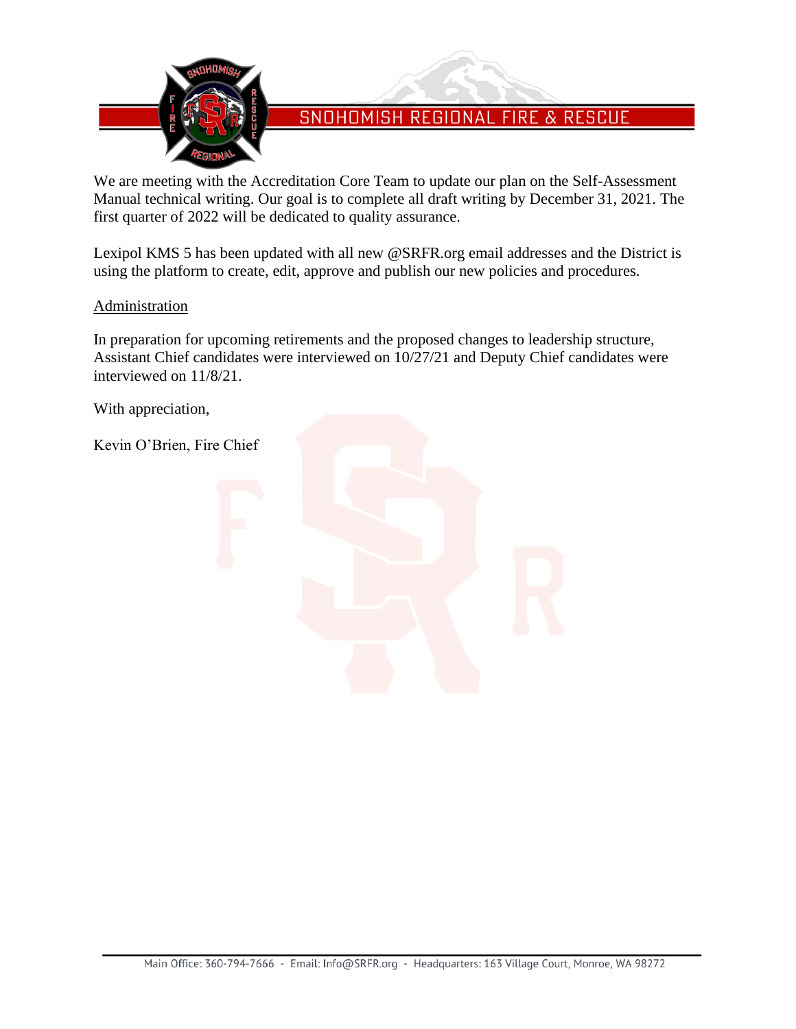We are meeting with the Accreditation Core Team to update our plan on the Self-Assessment Manual technical writing. Our goal is to complete all draft writing by December 31, 2021. The first quarter of 2022 will be dedicated to quality assurance.

Lexipol KMS 5 has been updated with all new @SRFR.org email addresses and the District is using the platform to create, edit, approve and publish our new policies and procedures.

<u>Administration</u>

In preparation for upcoming retirements and the proposed changes to leadership structure, Assistant Chief candidates were interviewed on 10/27/21 and Deputy Chief candidates were interviewed on 11/8/21.

With appreciation,

Kevin O'Brien, Fire Chief